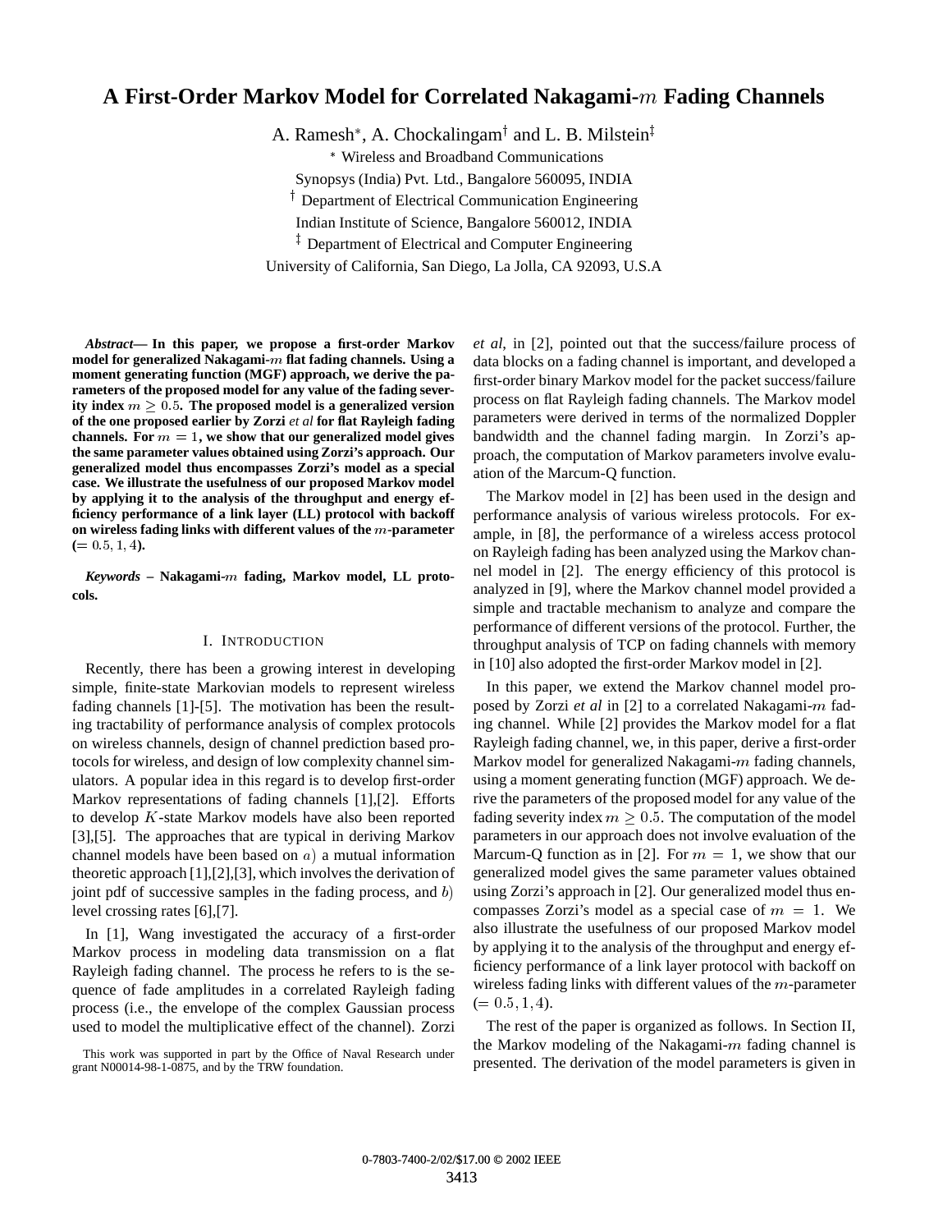# A First-Order Markov Model for Correlated Nakagami-$m$ Fading Channels

A. Ramesh*, A. Chockalingam† and L. B. Milstein‡

* Wireless and Broadband Communications
Synopsys (India) Pvt. Ltd., Bangalore 560095, INDIA

† Department of Electrical Communication Engineering
Indian Institute of Science, Bangalore 560012, INDIA

‡ Department of Electrical and Computer Engineering
University of California, San Diego, La Jolla, CA 92093, U.S.A

***Abstract*— In this paper, we propose a first-order Markov model for generalized Nakagami-$m$ flat fading channels. Using a moment generating function (MGF) approach, we derive the parameters of the proposed model for any value of the fading severity index $m \geq 0.5$. The proposed model is a generalized version of the one proposed earlier by Zorzi *et al* for flat Rayleigh fading channels. For $m = 1$, we show that our generalized model gives the same parameter values obtained using Zorzi's approach. Our generalized model thus encompasses Zorzi's model as a special case. We illustrate the usefulness of our proposed Markov model by applying it to the analysis of the throughput and energy efficiency performance of a link layer (LL) protocol with backoff on wireless fading links with different values of the $m$-parameter ($= 0.5, 1, 4$).**

***Keywords* – Nakagami-$m$ fading, Markov model, LL protocols.**

## I. Introduction

Recently, there has been a growing interest in developing simple, finite-state Markovian models to represent wireless fading channels [1]-[5]. The motivation has been the resulting tractability of performance analysis of complex protocols on wireless channels, design of channel prediction based protocols for wireless, and design of low complexity channel simulators. A popular idea in this regard is to develop first-order Markov representations of fading channels [1],[2]. Efforts to develop $K$-state Markov models have also been reported [3],[5]. The approaches that are typical in deriving Markov channel models have been based on $a)$ a mutual information theoretic approach [1],[2],[3], which involves the derivation of joint pdf of successive samples in the fading process, and $b)$ level crossing rates [6],[7].

In [1], Wang investigated the accuracy of a first-order Markov process in modeling data transmission on a flat Rayleigh fading channel. The process he refers to is the sequence of fade amplitudes in a correlated Rayleigh fading process (i.e., the envelope of the complex Gaussian process used to model the multiplicative effect of the channel). Zorzi *et al*, in [2], pointed out that the success/failure process of data blocks on a fading channel is important, and developed a first-order binary Markov model for the packet success/failure process on flat Rayleigh fading channels. The Markov model parameters were derived in terms of the normalized Doppler bandwidth and the channel fading margin. In Zorzi's approach, the computation of Markov parameters involve evaluation of the Marcum-Q function.

The Markov model in [2] has been used in the design and performance analysis of various wireless protocols. For example, in [8], the performance of a wireless access protocol on Rayleigh fading has been analyzed using the Markov channel model in [2]. The energy efficiency of this protocol is analyzed in [9], where the Markov channel model provided a simple and tractable mechanism to analyze and compare the performance of different versions of the protocol. Further, the throughput analysis of TCP on fading channels with memory in [10] also adopted the first-order Markov model in [2].

In this paper, we extend the Markov channel model proposed by Zorzi *et al* in [2] to a correlated Nakagami-$m$ fading channel. While [2] provides the Markov model for a flat Rayleigh fading channel, we, in this paper, derive a first-order Markov model for generalized Nakagami-$m$ fading channels, using a moment generating function (MGF) approach. We derive the parameters of the proposed model for any value of the fading severity index $m \geq 0.5$. The computation of the model parameters in our approach does not involve evaluation of the Marcum-Q function as in [2]. For $m = 1$, we show that our generalized model gives the same parameter values obtained using Zorzi's approach in [2]. Our generalized model thus encompasses Zorzi's model as a special case of $m = 1$. We also illustrate the usefulness of our proposed Markov model by applying it to the analysis of the throughput and energy efficiency performance of a link layer protocol with backoff on wireless fading links with different values of the $m$-parameter ($= 0.5, 1, 4$).

The rest of the paper is organized as follows. In Section II, the Markov modeling of the Nakagami-$m$ fading channel is presented. The derivation of the model parameters is given in

This work was supported in part by the Office of Naval Research under grant N00014-98-1-0875, and by the TRW foundation.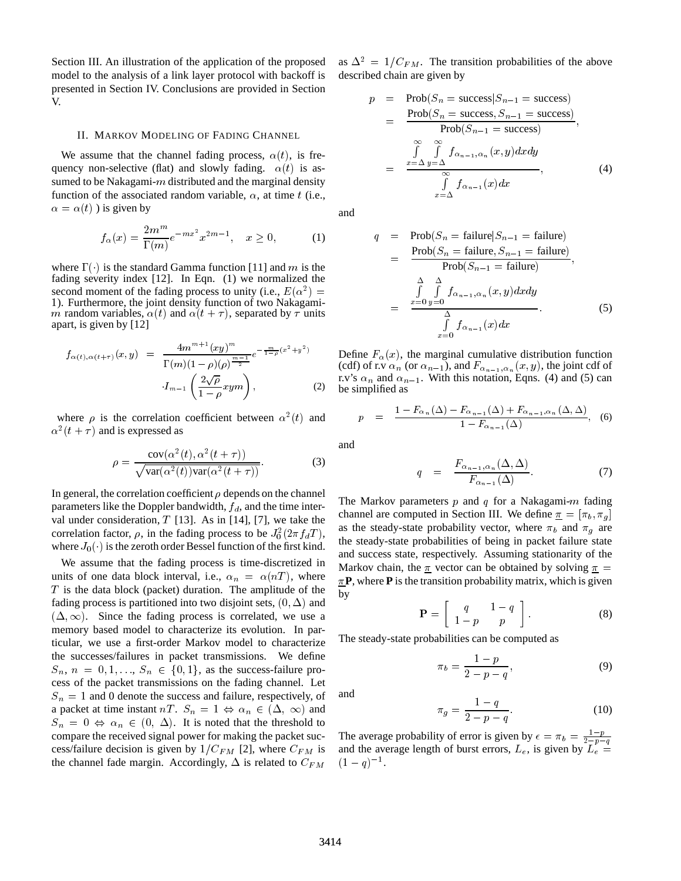Section III. An illustration of the application of the proposed model to the analysis of a link layer protocol with backoff is presented in Section IV. Conclusions are provided in Section V.

## II. Markov Modeling of Fading Channel

We assume that the channel fading process, $\alpha(t)$, is frequency non-selective (flat) and slowly fading. $\alpha(t)$ is assumed to be Nakagami-$m$ distributed and the marginal density function of the associated random variable, $\alpha$, at time $t$ (i.e., $\alpha = \alpha(t)$ ) is given by

$$f_\alpha(x) = \frac{2m^m}{\Gamma(m)} e^{-mx^2} x^{2m-1}, \quad x \geq 0, \tag{1}$$

where $\Gamma(\cdot)$ is the standard Gamma function [11] and $m$ is the fading severity index [12]. In Eqn. (1) we normalized the second moment of the fading process to unity (i.e., $E(\alpha^2) = 1$). Furthermore, the joint density function of two Nakagami-$m$ random variables, $\alpha(t)$ and $\alpha(t+\tau)$, separated by $\tau$ units apart, is given by [12]

$$\begin{aligned} f_{\alpha(t),\alpha(t+\tau)}(x,y) &= \frac{4m^{m+1}(xy)^m}{\Gamma(m)(1-\rho)(\rho)^{\frac{m-1}{2}}} e^{-\frac{m}{1-\rho}(x^2+y^2)} \\ &\cdot I_{m-1}\left(\frac{2\sqrt{\rho}}{1-\rho}xym\right), \end{aligned} \tag{2}$$

where $\rho$ is the correlation coefficient between $\alpha^2(t)$ and $\alpha^2(t+\tau)$ and is expressed as

$$\rho = \frac{\text{cov}(\alpha^2(t), \alpha^2(t+\tau))}{\sqrt{\text{var}(\alpha^2(t))\text{var}(\alpha^2(t+\tau))}}. \tag{3}$$

In general, the correlation coefficient $\rho$ depends on the channel parameters like the Doppler bandwidth, $f_d$, and the time interval under consideration, $T$ [13]. As in [14], [7], we take the correlation factor, $\rho$, in the fading process to be $J_0^2(2\pi f_d T)$, where $J_0(\cdot)$ is the zeroth order Bessel function of the first kind.

We assume that the fading process is time-discretized in units of one data block interval, i.e., $\alpha_n = \alpha(nT)$, where $T$ is the data block (packet) duration. The amplitude of the fading process is partitioned into two disjoint sets, $(0, \Delta)$ and $(\Delta, \infty)$. Since the fading process is correlated, we use a memory based model to characterize its evolution. In particular, we use a first-order Markov model to characterize the successes/failures in packet transmissions. We define $S_n$, $n = 0, 1, \ldots$, $S_n \in \{0, 1\}$, as the success-failure process of the packet transmissions on the fading channel. Let $S_n = 1$ and 0 denote the success and failure, respectively, of a packet at time instant $nT$. $S_n = 1 \Leftrightarrow \alpha_n \in (\Delta, \infty)$ and $S_n = 0 \Leftrightarrow \alpha_n \in (0, \Delta)$. It is noted that the threshold to compare the received signal power for making the packet success/failure decision is given by $1/C_{FM}$ [2], where $C_{FM}$ is the channel fade margin. Accordingly, $\Delta$ is related to $C_{FM}$ as $\Delta^2 = 1/C_{FM}$. The transition probabilities of the above described chain are given by

$$\begin{aligned} p &= \text{Prob}(S_n = \text{success} | S_{n-1} = \text{success}) \\ &= \frac{\text{Prob}(S_n = \text{success}, S_{n-1} = \text{success})}{\text{Prob}(S_{n-1} = \text{success})}, \\ &= \frac{\int_{x=\Delta}^{\infty} \int_{y=\Delta}^{\infty} f_{\alpha_{n-1},\alpha_n}(x,y)dxdy}{\int_{x=\Delta}^{\infty} f_{\alpha_{n-1}}(x)dx}, \end{aligned} \tag{4}$$

and

$$\begin{aligned} q &= \text{Prob}(S_n = \text{failure} | S_{n-1} = \text{failure}) \\ &= \frac{\text{Prob}(S_n = \text{failure}, S_{n-1} = \text{failure})}{\text{Prob}(S_{n-1} = \text{failure})}, \\ &= \frac{\int_{x=0}^{\Delta} \int_{y=0}^{\Delta} f_{\alpha_{n-1},\alpha_n}(x,y)dxdy}{\int_{x=0}^{\Delta} f_{\alpha_{n-1}}(x)dx}. \end{aligned} \tag{5}$$

Define $F_\alpha(x)$, the marginal cumulative distribution function (cdf) of r.v $\alpha_n$ (or $\alpha_{n-1}$), and $F_{\alpha_{n-1},\alpha_n}(x,y)$, the joint cdf of r.v's $\alpha_n$ and $\alpha_{n-1}$. With this notation, Eqns. (4) and (5) can be simplified as

$$p = \frac{1 - F_{\alpha_n}(\Delta) - F_{\alpha_{n-1}}(\Delta) + F_{\alpha_{n-1},\alpha_n}(\Delta, \Delta)}{1 - F_{\alpha_{n-1}}(\Delta)}, \tag{6}$$

and

$$q = \frac{F_{\alpha_{n-1},\alpha_n}(\Delta, \Delta)}{F_{\alpha_{n-1}}(\Delta)}. \tag{7}$$

The Markov parameters $p$ and $q$ for a Nakagami-$m$ fading channel are computed in Section III. We define $\underline{\pi} = [\pi_b, \pi_g]$ as the steady-state probability vector, where $\pi_b$ and $\pi_g$ are the steady-state probabilities of being in packet failure state and success state, respectively. Assuming stationarity of the Markov chain, the $\underline{\pi}$ vector can be obtained by solving $\underline{\pi} = \underline{\pi}\mathbf{P}$, where $\mathbf{P}$ is the transition probability matrix, which is given by

$$\mathbf{P} = \begin{bmatrix} q & 1-q \\ 1-p & p \end{bmatrix}. \tag{8}$$

The steady-state probabilities can be computed as

$$\pi_b = \frac{1-p}{2-p-q}, \tag{9}$$

and

$$\pi_g = \frac{1-q}{2-p-q}. \tag{10}$$

The average probability of error is given by $\epsilon = \pi_b = \frac{1-p}{2-p-q}$ and the average length of burst errors, $L_e$, is given by $L_e = (1-q)^{-1}$.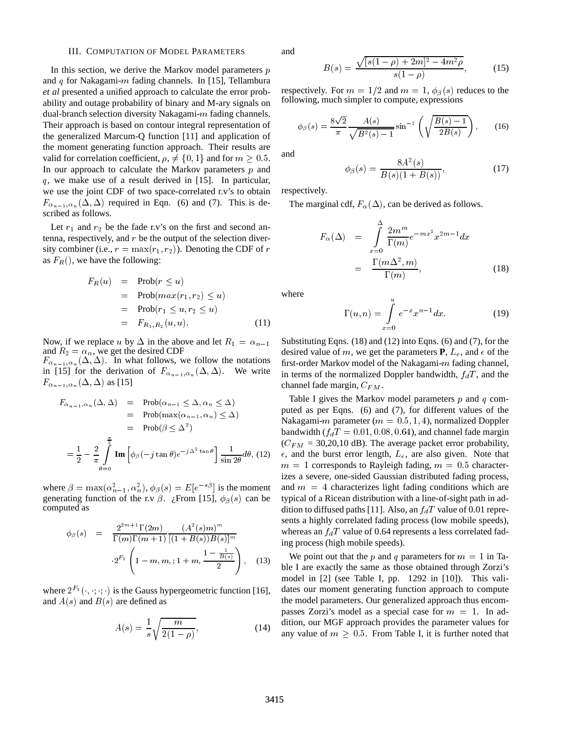## III. Computation of Model Parameters

In this section, we derive the Markov model parameters $p$ and $q$ for Nakagami-$m$ fading channels. In [15], Tellambura *et al* presented a unified approach to calculate the error probability and outage probability of binary and M-ary signals on dual-branch selection diversity Nakagami-$m$ fading channels. Their approach is based on contour integral representation of the generalized Marcum-Q function [11] and application of the moment generating function approach. Their results are valid for correlation coefficient, $\rho, \neq \{0, 1\}$ and for $m \geq 0.5$. In our approach to calculate the Markov parameters $p$ and $q$, we make use of a result derived in [15]. In particular, we use the joint CDF of two space-correlated r.v's to obtain $F_{\alpha_{n-1},\alpha_n}(\Delta, \Delta)$ required in Eqn. (6) and (7). This is described as follows.

Let $r_1$ and $r_2$ be the fade r.v's on the first and second antenna, respectively, and $r$ be the output of the selection diversity combiner (i.e., $r = \max(r_1, r_2)$). Denoting the CDF of $r$ as $F_R()$, we have the following:

$$\begin{aligned} F_R(u) &= \text{Prob}(r \leq u) \\ &= \text{Prob}(max(r_1, r_2) \leq u) \\ &= \text{Prob}(r_1 \leq u, r_2 \leq u) \\ &= F_{R_1,R_2}(u, u). \end{aligned} \tag{11}$$

Now, if we replace $u$ by $\Delta$ in the above and let $R_1 = \alpha_{n-1}$ and $R_2 = \alpha_n$, we get the desired CDF $F_{\alpha_{n-1},\alpha_n}(\Delta, \Delta)$. In what follows, we follow the notations in [15] for the derivation of $F_{\alpha_{n-1},\alpha_n}(\Delta, \Delta)$. We write $F_{\alpha_{n-1},\alpha_n}(\Delta, \Delta)$ as [15]

$$\begin{aligned} F_{\alpha_{n-1},\alpha_n}(\Delta, \Delta) &= \text{Prob}(\alpha_{n-1} \leq \Delta, \alpha_n \leq \Delta) \\ &= \text{Prob}(\max(\alpha_{n-1}, \alpha_n) \leq \Delta) \\ &= \text{Prob}(\beta \leq \Delta^2) \\ = \frac{1}{2} - \frac{2}{\pi} \int_{\theta=0}^{\frac{\pi}{2}} &\textbf{Im}\left[\phi_\beta(-j\tan\theta)e^{-j\Delta^2\tan\theta}\right] \frac{1}{\sin 2\theta} d\theta, \end{aligned} \tag{12}$$

where $\beta = \max(\alpha_{n-1}^2, \alpha_n^2)$, $\phi_\beta(s) = E[e^{-s\beta}]$ is the moment generating function of the r.v $\beta$. ¿From [15], $\phi_\beta(s)$ can be computed as

$$\begin{aligned} \phi_\beta(s) &= \frac{2^{2m+1}\Gamma(2m)}{\Gamma(m)\Gamma(m+1)} \frac{(A^2(s)m)^m}{[(1 + B(s))B(s)]^m} \\ &\cdot {}_2F_1\left(1 - m, m, ; 1 + m, \frac{1 - \frac{1}{B(s)}}{2}\right), \end{aligned} \tag{13}$$

where ${}_2F_1(\cdot, \cdot; \cdot; \cdot)$ is the Gauss hypergeometric function [16], and $A(s)$ and $B(s)$ are defined as

$$A(s) = \frac{1}{s}\sqrt{\frac{m}{2(1-\rho)}}, \tag{14}$$

and

$$B(s) = \frac{\sqrt{[s(1-\rho) + 2m]^2 - 4m^2\rho}}{s(1-\rho)}, \tag{15}$$

respectively. For $m = 1/2$ and $m = 1$, $\phi_\beta(s)$ reduces to the following, much simpler to compute, expressions

$$\phi_\beta(s) = \frac{8\sqrt{2}}{\pi} \frac{A(s)}{\sqrt{B^2(s) - 1}} \sin^{-1}\left(\sqrt{\frac{B(s) - 1}{2B(s)}}\right), \tag{16}$$

and

$$\phi_\beta(s) = \frac{8A^2(s)}{B(s)(1 + B(s))}, \tag{17}$$

respectively.

The marginal cdf, $F_\alpha(\Delta)$, can be derived as follows.

$$\begin{aligned} F_\alpha(\Delta) &= \int_{x=0}^{\Delta} \frac{2m^m}{\Gamma(m)} e^{-mx^2} x^{2m-1} dx \\ &= \frac{\Gamma(m\Delta^2, m)}{\Gamma(m)}, \end{aligned} \tag{18}$$

where

$$\Gamma(u, n) = \int_{x=0}^{u} e^{-x} x^{n-1} dx. \tag{19}$$

Substituting Eqns. (18) and (12) into Eqns. (6) and (7), for the desired value of $m$, we get the parameters **P**, $L_e$, and $\epsilon$ of the first-order Markov model of the Nakagami-$m$ fading channel, in terms of the normalized Doppler bandwidth, $f_dT$, and the channel fade margin, $C_{FM}$.

Table I gives the Markov model parameters $p$ and $q$ computed as per Eqns. (6) and (7), for different values of the Nakagami-$m$ parameter ($m = 0.5, 1, 4$), normalized Doppler bandwidth ($f_dT = 0.01, 0.08, 0.64$), and channel fade margin ($C_{FM}$ = 30,20,10 dB). The average packet error probability, $\epsilon$, and the burst error length, $L_e$, are also given. Note that $m = 1$ corresponds to Rayleigh fading, $m = 0.5$ characterizes a severe, one-sided Gaussian distributed fading process, and $m = 4$ characterizes light fading conditions which are typical of a Ricean distribution with a line-of-sight path in addition to diffused paths [11]. Also, an $f_dT$ value of 0.01 represents a highly correlated fading process (low mobile speeds), whereas an $f_dT$ value of 0.64 represents a less correlated fading process (high mobile speeds).

We point out that the $p$ and $q$ parameters for $m = 1$ in Table I are exactly the same as those obtained through Zorzi's model in [2] (see Table I, pp. 1292 in [10]). This validates our moment generating function approach to compute the model parameters. Our generalized approach thus encompasses Zorzi's model as a special case for $m = 1$. In addition, our MGF approach provides the parameter values for any value of $m \geq 0.5$. From Table I, it is further noted that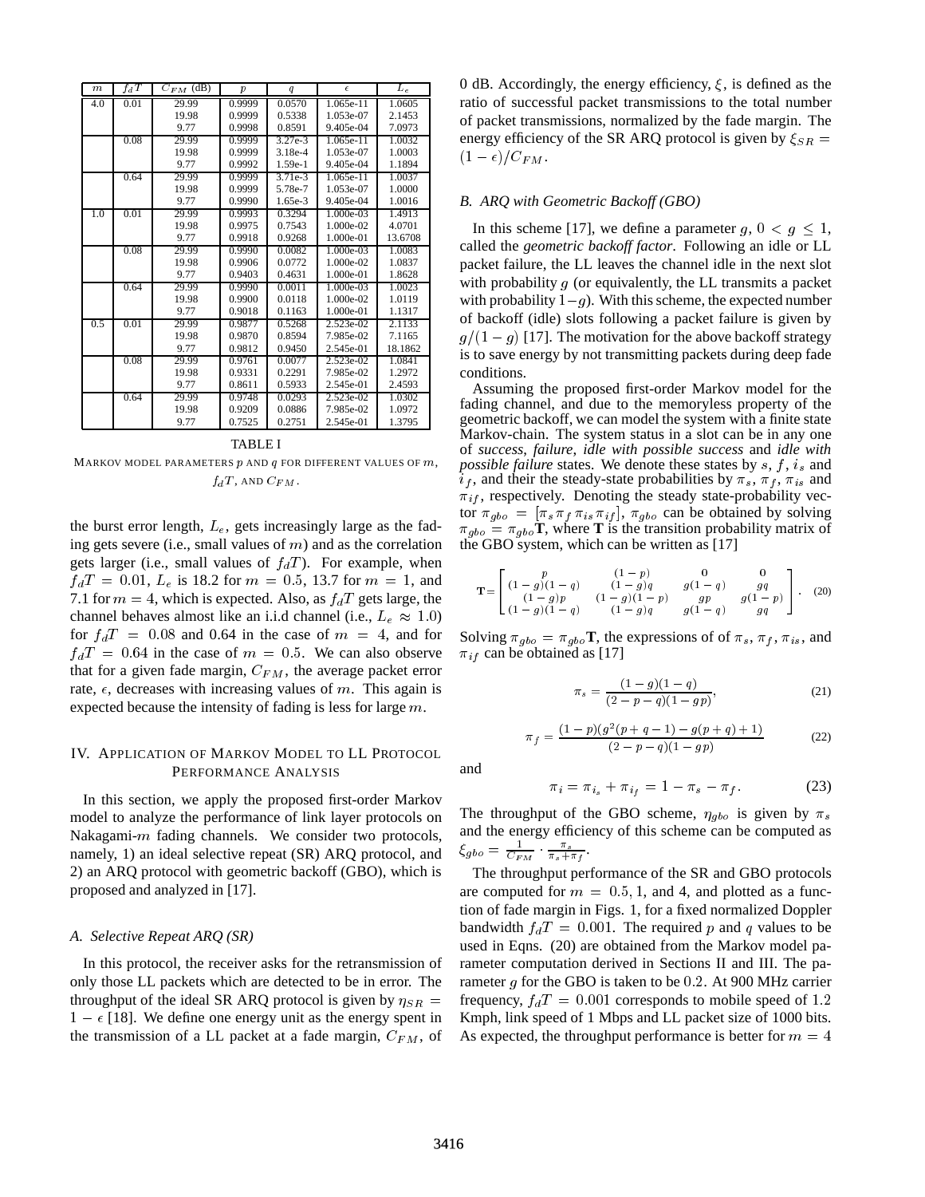| $m$ | $f_dT$ | $C_{FM}$ (dB) | $p$ | $q$ | $\epsilon$ | $L_e$ |
| --- | --- | --- | --- | --- | --- | --- |
| 4.0 | 0.01 | 29.99 | 0.9999 | 0.0570 | 1.065e-11 | 1.0605 |
| | | 19.98 | 0.9999 | 0.5338 | 1.053e-07 | 2.1453 |
| | | 9.77 | 0.9998 | 0.8591 | 9.405e-04 | 7.0973 |
| | 0.08 | 29.99 | 0.9999 | 3.27e-3 | 1.065e-11 | 1.0032 |
| | | 19.98 | 0.9999 | 3.18e-4 | 1.053e-07 | 1.0003 |
| | | 9.77 | 0.9992 | 1.59e-1 | 9.405e-04 | 1.1894 |
| | 0.64 | 29.99 | 0.9999 | 3.71e-3 | 1.065e-11 | 1.0037 |
| | | 19.98 | 0.9999 | 5.78e-7 | 1.053e-07 | 1.0000 |
| | | 9.77 | 0.9990 | 1.65e-3 | 9.405e-04 | 1.0016 |
| 1.0 | 0.01 | 29.99 | 0.9993 | 0.3294 | 1.000e-03 | 1.4913 |
| | | 19.98 | 0.9975 | 0.7543 | 1.000e-02 | 4.0701 |
| | | 9.77 | 0.9918 | 0.9268 | 1.000e-01 | 13.6708 |
| | 0.08 | 29.99 | 0.9990 | 0.0082 | 1.000e-03 | 1.0083 |
| | | 19.98 | 0.9906 | 0.0772 | 1.000e-02 | 1.0837 |
| | | 9.77 | 0.9403 | 0.4631 | 1.000e-01 | 1.8628 |
| | 0.64 | 29.99 | 0.9990 | 0.0011 | 1.000e-03 | 1.0023 |
| | | 19.98 | 0.9900 | 0.0118 | 1.000e-02 | 1.0119 |
| | | 9.77 | 0.9018 | 0.1163 | 1.000e-01 | 1.1317 |
| 0.5 | 0.01 | 29.99 | 0.9877 | 0.5268 | 2.523e-02 | 2.1133 |
| | | 19.98 | 0.9870 | 0.8594 | 7.985e-02 | 7.1165 |
| | | 9.77 | 0.9812 | 0.9450 | 2.545e-01 | 18.1862 |
| | 0.08 | 29.99 | 0.9761 | 0.0077 | 2.523e-02 | 1.0841 |
| | | 19.98 | 0.9331 | 0.2291 | 7.985e-02 | 1.2972 |
| | | 9.77 | 0.8611 | 0.5933 | 2.545e-01 | 2.4593 |
| | 0.64 | 29.99 | 0.9748 | 0.0293 | 2.523e-02 | 1.0302 |
| | | 19.98 | 0.9209 | 0.0886 | 7.985e-02 | 1.0972 |
| | | 9.77 | 0.7525 | 0.2751 | 2.545e-01 | 1.3795 |

TABLE I

MARKOV MODEL PARAMETERS $p$ AND $q$ FOR DIFFERENT VALUES OF $m$, $f_dT$, AND $C_{FM}$.

the burst error length, $L_e$, gets increasingly large as the fading gets severe (i.e., small values of $m$) and as the correlation gets larger (i.e., small values of $f_dT$). For example, when $f_dT = 0.01$, $L_e$ is 18.2 for $m = 0.5$, 13.7 for $m = 1$, and 7.1 for $m = 4$, which is expected. Also, as $f_dT$ gets large, the channel behaves almost like an i.i.d channel (i.e., $L_e \approx 1.0$) for $f_dT = 0.08$ and 0.64 in the case of $m = 4$, and for $f_dT = 0.64$ in the case of $m = 0.5$. We can also observe that for a given fade margin, $C_{FM}$, the average packet error rate, $\epsilon$, decreases with increasing values of $m$. This again is expected because the intensity of fading is less for large $m$.

## IV. Application of Markov Model to LL Protocol Performance Analysis

In this section, we apply the proposed first-order Markov model to analyze the performance of link layer protocols on Nakagami-$m$ fading channels. We consider two protocols, namely, 1) an ideal selective repeat (SR) ARQ protocol, and 2) an ARQ protocol with geometric backoff (GBO), which is proposed and analyzed in [17].

### A. Selective Repeat ARQ (SR)

In this protocol, the receiver asks for the retransmission of only those LL packets which are detected to be in error. The throughput of the ideal SR ARQ protocol is given by $\eta_{SR} = 1 - \epsilon$ [18]. We define one energy unit as the energy spent in the transmission of a LL packet at a fade margin, $C_{FM}$, of 0 dB. Accordingly, the energy efficiency, $\xi$, is defined as the ratio of successful packet transmissions to the total number of packet transmissions, normalized by the fade margin. The energy efficiency of the SR ARQ protocol is given by $\xi_{SR} = (1 - \epsilon)/C_{FM}$.

### B. ARQ with Geometric Backoff (GBO)

In this scheme [17], we define a parameter $g$, $0 < g \leq 1$, called the *geometric backoff factor*. Following an idle or LL packet failure, the LL leaves the channel idle in the next slot with probability $g$ (or equivalently, the LL transmits a packet with probability $1-g$). With this scheme, the expected number of backoff (idle) slots following a packet failure is given by $g/(1 - g)$ [17]. The motivation for the above backoff strategy is to save energy by not transmitting packets during deep fade conditions.

Assuming the proposed first-order Markov model for the fading channel, and due to the memoryless property of the geometric backoff, we can model the system with a finite state Markov-chain. The system status in a slot can be in any one of *success*, *failure*, *idle with possible success* and *idle with possible failure* states. We denote these states by $s$, $f$, $i_s$ and $i_f$, and their the steady-state probabilities by $\pi_s$, $\pi_f$, $\pi_{is}$ and $\pi_{if}$, respectively. Denoting the steady state-probability vector $\pi_{gbo} = [\pi_s \pi_f \pi_{is} \pi_{if}]$, $\pi_{gbo}$ can be obtained by solving $\pi_{gbo} = \pi_{gbo}\mathbf{T}$, where $\mathbf{T}$ is the transition probability matrix of the GBO system, which can be written as [17]

$$\mathbf{T} = \begin{bmatrix} p & (1-p) & 0 & 0 \\ (1-g)(1-q) & (1-g)q & g(1-q) & gq \\ (1-g)p & (1-g)(1-p) & gp & g(1-p) \\ (1-g)(1-q) & (1-g)q & g(1-q) & gq \end{bmatrix}. \quad (20)$$

Solving $\pi_{gbo} = \pi_{gbo}\mathbf{T}$, the expressions of of $\pi_s$, $\pi_f$, $\pi_{is}$, and $\pi_{if}$ can be obtained as [17]

$$\pi_s = \frac{(1-g)(1-q)}{(2-p-q)(1-gp)}, \quad (21)$$

$$\pi_f = \frac{(1-p)(g^2(p+q-1) - g(p+q) + 1)}{(2-p-q)(1-gp)} \quad (22)$$

and

$$\pi_i = \pi_{i_s} + \pi_{i_f} = 1 - \pi_s - \pi_f. \quad (23)$$

The throughput of the GBO scheme, $\eta_{gbo}$ is given by $\pi_s$ and the energy efficiency of this scheme can be computed as $\xi_{gbo} = \frac{1}{C_{FM}} \cdot \frac{\pi_s}{\pi_s + \pi_f}$.

The throughput performance of the SR and GBO protocols are computed for $m = 0.5, 1$, and 4, and plotted as a function of fade margin in Figs. 1, for a fixed normalized Doppler bandwidth $f_dT = 0.001$. The required $p$ and $q$ values to be used in Eqns. (20) are obtained from the Markov model parameter computation derived in Sections II and III. The parameter $g$ for the GBO is taken to be 0.2. At 900 MHz carrier frequency, $f_dT = 0.001$ corresponds to mobile speed of 1.2 Kmph, link speed of 1 Mbps and LL packet size of 1000 bits. As expected, the throughput performance is better for $m = 4$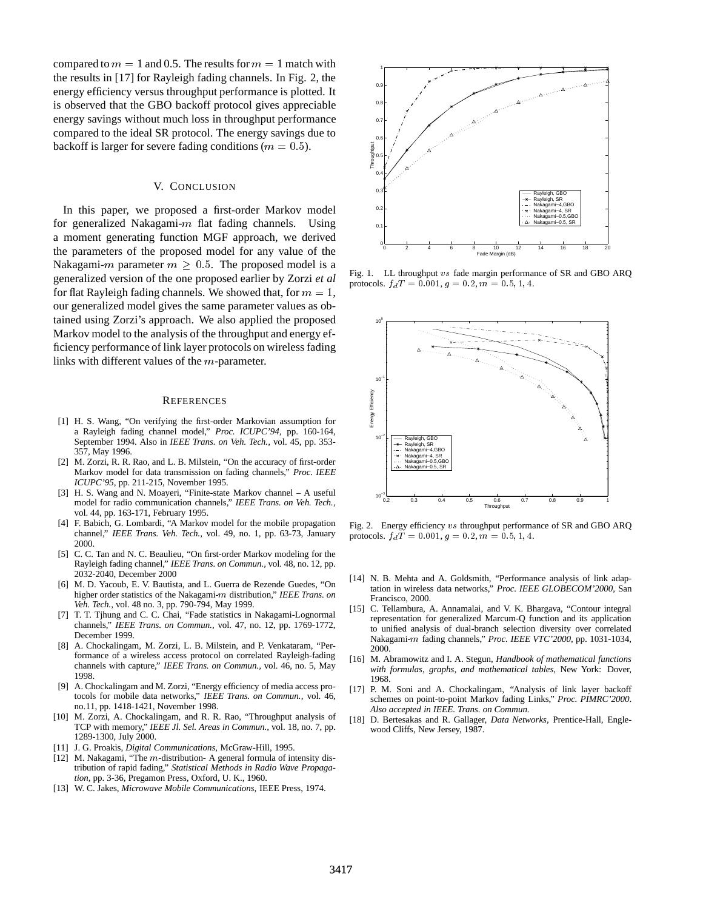compared to $m = 1$ and 0.5. The results for $m = 1$ match with the results in [17] for Rayleigh fading channels. In Fig. 2, the energy efficiency versus throughput performance is plotted. It is observed that the GBO backoff protocol gives appreciable energy savings without much loss in throughput performance compared to the ideal SR protocol. The energy savings due to backoff is larger for severe fading conditions ($m = 0.5$).

## V. Conclusion

In this paper, we proposed a first-order Markov model for generalized Nakagami-$m$ flat fading channels. Using a moment generating function MGF approach, we derived the parameters of the proposed model for any value of the Nakagami-$m$ parameter $m \geq 0.5$. The proposed model is a generalized version of the one proposed earlier by Zorzi *et al* for flat Rayleigh fading channels. We showed that, for $m = 1$, our generalized model gives the same parameter values as obtained using Zorzi's approach. We also applied the proposed Markov model to the analysis of the throughput and energy efficiency performance of link layer protocols on wireless fading links with different values of the $m$-parameter.

## References

[1] H. S. Wang, "On verifying the first-order Markovian assumption for a Rayleigh fading channel model," *Proc. ICUPC'94*, pp. 160-164, September 1994. Also in *IEEE Trans. on Veh. Tech.*, vol. 45, pp. 353-357, May 1996.

[2] M. Zorzi, R. R. Rao, and L. B. Milstein, "On the accuracy of first-order Markov model for data transmission on fading channels," *Proc. IEEE ICUPC'95*, pp. 211-215, November 1995.

[3] H. S. Wang and N. Moayeri, "Finite-state Markov channel – A useful model for radio communication channels," *IEEE Trans. on Veh. Tech.*, vol. 44, pp. 163-171, February 1995.

[4] F. Babich, G. Lombardi, "A Markov model for the mobile propagation channel," *IEEE Trans. Veh. Tech.*, vol. 49, no. 1, pp. 63-73, January 2000.

[5] C. C. Tan and N. C. Beaulieu, "On first-order Markov modeling for the Rayleigh fading channel," *IEEE Trans. on Commun.*, vol. 48, no. 12, pp. 2032-2040, December 2000

[6] M. D. Yacoub, E. V. Bautista, and L. Guerra de Rezende Guedes, "On higher order statistics of the Nakagami-$m$ distribution," *IEEE Trans. on Veh. Tech.*, vol. 48 no. 3, pp. 790-794, May 1999.

[7] T. T. Tjhung and C. C. Chai, "Fade statistics in Nakagami-Lognormal channels," *IEEE Trans. on Commun.*, vol. 47, no. 12, pp. 1769-1772, December 1999.

[8] A. Chockalingam, M. Zorzi, L. B. Milstein, and P. Venkataram, "Performance of a wireless access protocol on correlated Rayleigh-fading channels with capture," *IEEE Trans. on Commun.*, vol. 46, no. 5, May 1998.

[9] A. Chockalingam and M. Zorzi, "Energy efficiency of media access protocols for mobile data networks," *IEEE Trans. on Commun.*, vol. 46, no.11, pp. 1418-1421, November 1998.

[10] M. Zorzi, A. Chockalingam, and R. R. Rao, "Throughput analysis of TCP with memory," *IEEE Jl. Sel. Areas in Commun.*, vol. 18, no. 7, pp. 1289-1300, July 2000.

[11] J. G. Proakis, *Digital Communications*, McGraw-Hill, 1995.

[12] M. Nakagami, "The $m$-distribution- A general formula of intensity distribution of rapid fading," *Statistical Methods in Radio Wave Propagation*, pp. 3-36, Pregamon Press, Oxford, U. K., 1960.

[13] W. C. Jakes, *Microwave Mobile Communications*, IEEE Press, 1974.

Throughput

Fade Margin (dB)

Rayleigh, GBO
Rayleigh, SR
Nakagami−4,GBO
Nakagami−4, SR
Nakagami−0.5,GBO
Nakagami−0.5, SR

Fig. 1. LL throughput *vs* fade margin performance of SR and GBO ARQ protocols. $f_dT = 0.001, g = 0.2, m = 0.5, 1, 4$.

Energy Efficiency

Throughput

Rayleigh, GBO
Rayleigh, SR
Nakagami−4,GBO
Nakagami−4, SR
Nakagami−0.5,GBO
Nakagami−0.5, SR

Fig. 2. Energy efficiency *vs* throughput performance of SR and GBO ARQ protocols. $f_dT = 0.001, g = 0.2, m = 0.5, 1, 4$.

[14] N. B. Mehta and A. Goldsmith, "Performance analysis of link adaptation in wireless data networks," *Proc. IEEE GLOBECOM'2000*, San Francisco, 2000.

[15] C. Tellambura, A. Annamalai, and V. K. Bhargava, "Contour integral representation for generalized Marcum-Q function and its application to unified analysis of dual-branch selection diversity over correlated Nakagami-$m$ fading channels," *Proc. IEEE VTC'2000*, pp. 1031-1034, 2000.

[16] M. Abramowitz and I. A. Stegun, *Handbook of mathematical functions with formulas, graphs, and mathematical tables*, New York: Dover, 1968.

[17] P. M. Soni and A. Chockalingam, "Analysis of link layer backoff schemes on point-to-point Markov fading Links," *Proc. PIMRC'2000*. *Also accepted in IEEE. Trans. on Commun.*

[18] D. Bertesakas and R. Gallager, *Data Networks*, Prentice-Hall, Englewood Cliffs, New Jersey, 1987.